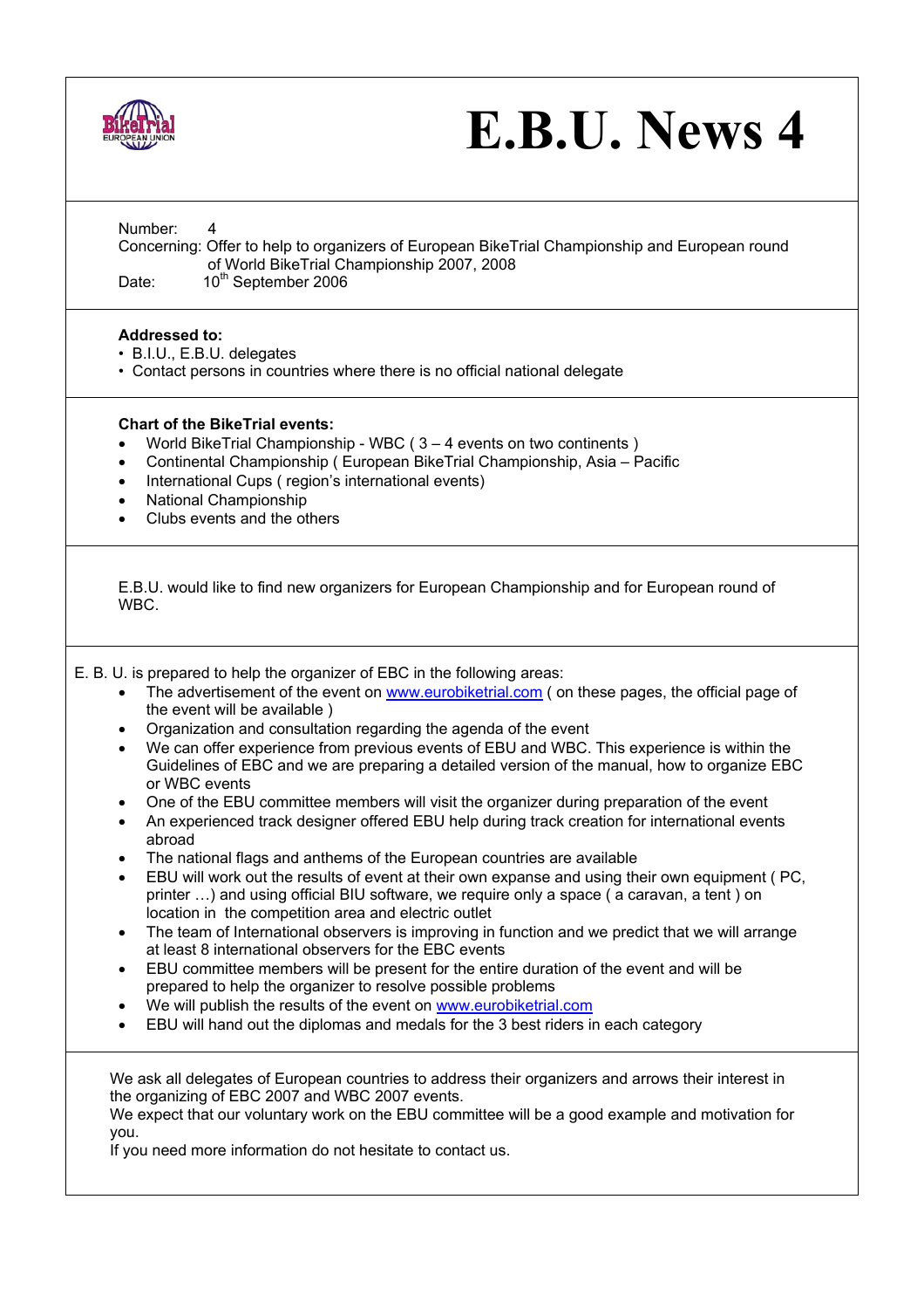# E.B.U. News 4

Number: 4

Concerning: Offer to help to organizers of European BikeTrial Championship and European round of World BikeTrial Championship 2007, 2008

Date: 10th September 2006

**Addressed to:**

- B.I.U., E.B.U. delegates
- Contact persons in countries where there is no official national delegate

**Chart of the BikeTrial events:**

- World BikeTrial Championship - WBC ( 3 – 4 events on two continents )
- Continental Championship ( European BikeTrial Championship, Asia – Pacific
- International Cups ( region's international events)
- National Championship
- Clubs events and the others

E.B.U. would like to find new organizers for European Championship and for European round of WBC.

E. B. U. is prepared to help the organizer of EBC in the following areas:

- The advertisement of the event on www.eurobiketrial.com ( on these pages, the official page of the event will be available )
- Organization and consultation regarding the agenda of the event
- We can offer experience from previous events of EBU and WBC. This experience is within the Guidelines of EBC and we are preparing a detailed version of the manual, how to organize EBC or WBC events
- One of the EBU committee members will visit the organizer during preparation of the event
- An experienced track designer offered EBU help during track creation for international events abroad
- The national flags and anthems of the European countries are available
- EBU will work out the results of event at their own expanse and using their own equipment ( PC, printer …) and using official BIU software, we require only a space ( a caravan, a tent ) on location in the competition area and electric outlet
- The team of International observers is improving in function and we predict that we will arrange at least 8 international observers for the EBC events
- EBU committee members will be present for the entire duration of the event and will be prepared to help the organizer to resolve possible problems
- We will publish the results of the event on www.eurobiketrial.com
- EBU will hand out the diplomas and medals for the 3 best riders in each category

We ask all delegates of European countries to address their organizers and arrows their interest in the organizing of EBC 2007 and WBC 2007 events.
We expect that our voluntary work on the EBU committee will be a good example and motivation for you.
If you need more information do not hesitate to contact us.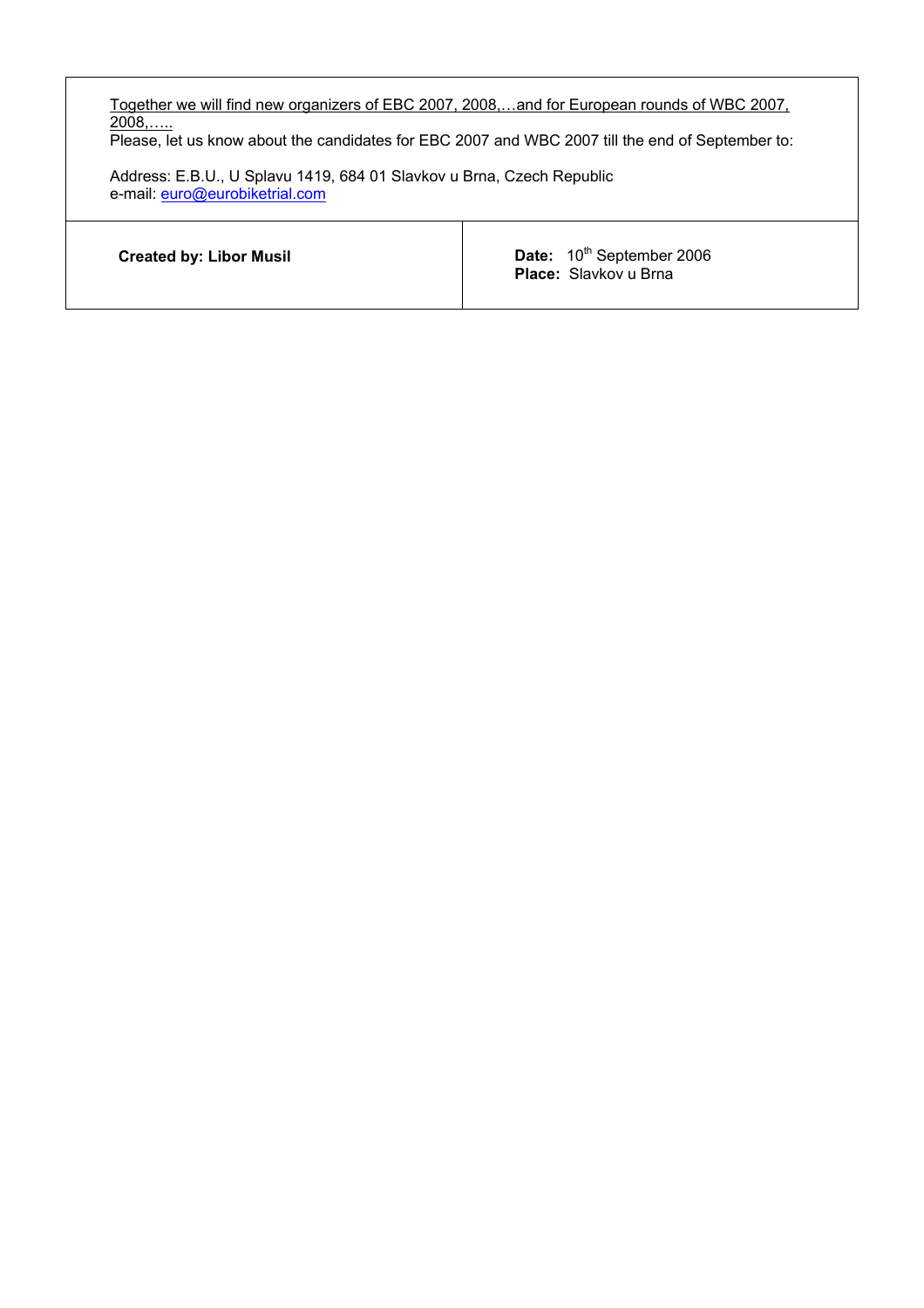Together we will find new organizers of EBC 2007, 2008,…and for European rounds of WBC 2007, 2008,…..

Please, let us know about the candidates for EBC 2007 and WBC 2007 till the end of September to:

Address: E.B.U., U Splavu 1419, 684 01 Slavkov u Brna, Czech Republic
e-mail: euro@eurobiketrial.com

| | |
|---|---|
| **Created by: Libor Musil** | **Date:** 10th September 2006<br>**Place:** Slavkov u Brna |